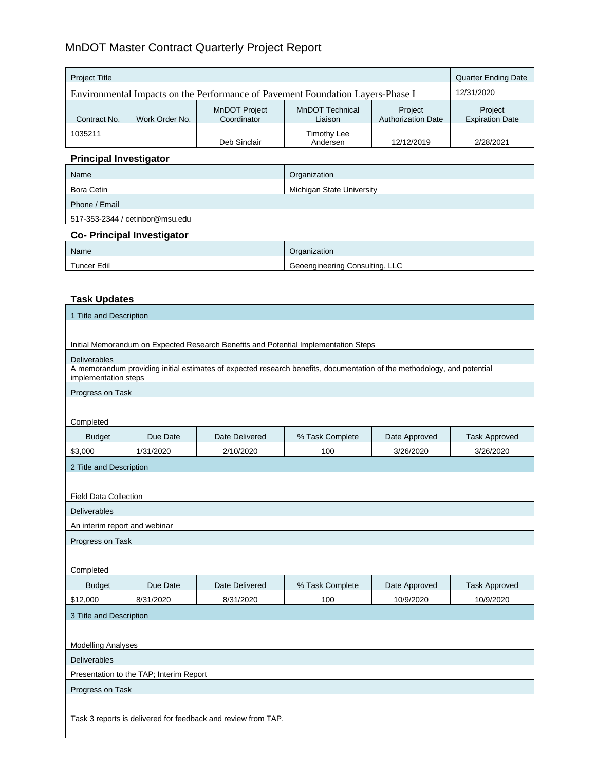# MnDOT Master Contract Quarterly Project Report

| Project Title | | | | | Quarter Ending Date |
|---|---|---|---|---|---|
| Environmental Impacts on the Performance of Pavement Foundation Layers-Phase I | | | | | 12/31/2020 |
| Contract No. | Work Order No. | MnDOT Project Coordinator | MnDOT Technical Liaison | Project Authorization Date | Project Expiration Date |
| 1035211 | | Deb Sinclair | Timothy Lee Andersen | 12/12/2019 | 2/28/2021 |

## Principal Investigator

| Name | Organization |
|---|---|
| Bora Cetin | Michigan State University |

| Phone / Email |
|---|
| 517-353-2344 / cetinbor@msu.edu |

## Co- Principal Investigator

| Name | Organization |
|---|---|
| Tuncer Edil | Geoengineering Consulting, LLC |

## Task Updates

**1 Title and Description**

Initial Memorandum on Expected Research Benefits and Potential Implementation Steps

**Deliverables**

A memorandum providing initial estimates of expected research benefits, documentation of the methodology, and potential implementation steps

**Progress on Task**

Completed

| Budget | Due Date | Date Delivered | % Task Complete | Date Approved | Task Approved |
|---|---|---|---|---|---|
| $3,000 | 1/31/2020 | 2/10/2020 | 100 | 3/26/2020 | 3/26/2020 |

**2 Title and Description**

Field Data Collection

**Deliverables**

An interim report and webinar

**Progress on Task**

Completed

| Budget | Due Date | Date Delivered | % Task Complete | Date Approved | Task Approved |
|---|---|---|---|---|---|
| $12,000 | 8/31/2020 | 8/31/2020 | 100 | 10/9/2020 | 10/9/2020 |

**3 Title and Description**

Modelling Analyses

**Deliverables**

Presentation to the TAP; Interim Report

**Progress on Task**

Task 3 reports is delivered for feedback and review from TAP.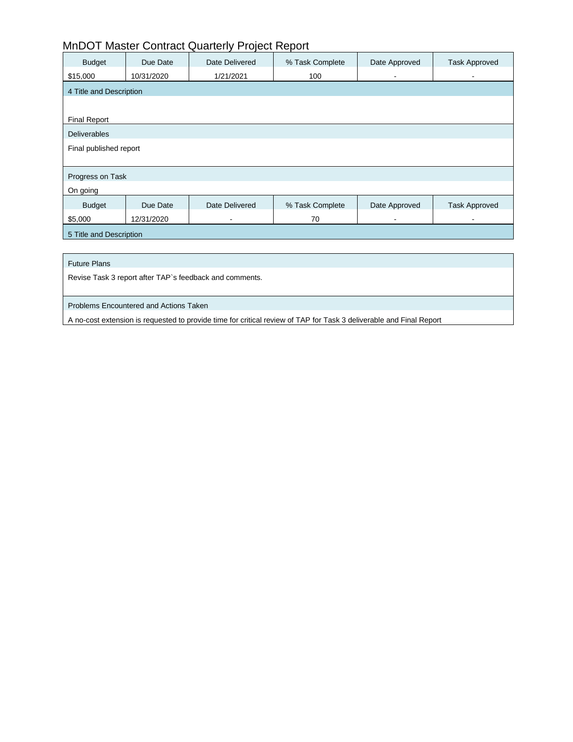# MnDOT Master Contract Quarterly Project Report

| Budget | Due Date | Date Delivered | % Task Complete | Date Approved | Task Approved |
|---|---|---|---|---|---|
| $15,000 | 10/31/2020 | 1/21/2021 | 100 | - | - |

**4 Title and Description**

Final Report

**Deliverables**

Final published report

**Progress on Task**

On going

| Budget | Due Date | Date Delivered | % Task Complete | Date Approved | Task Approved |
|---|---|---|---|---|---|
| $5,000 | 12/31/2020 | - | 70 | - | - |

**5 Title and Description**

**Future Plans**

Revise Task 3 report after TAP`s feedback and comments.

**Problems Encountered and Actions Taken**

A no-cost extension is requested to provide time for critical review of TAP for Task 3 deliverable and Final Report